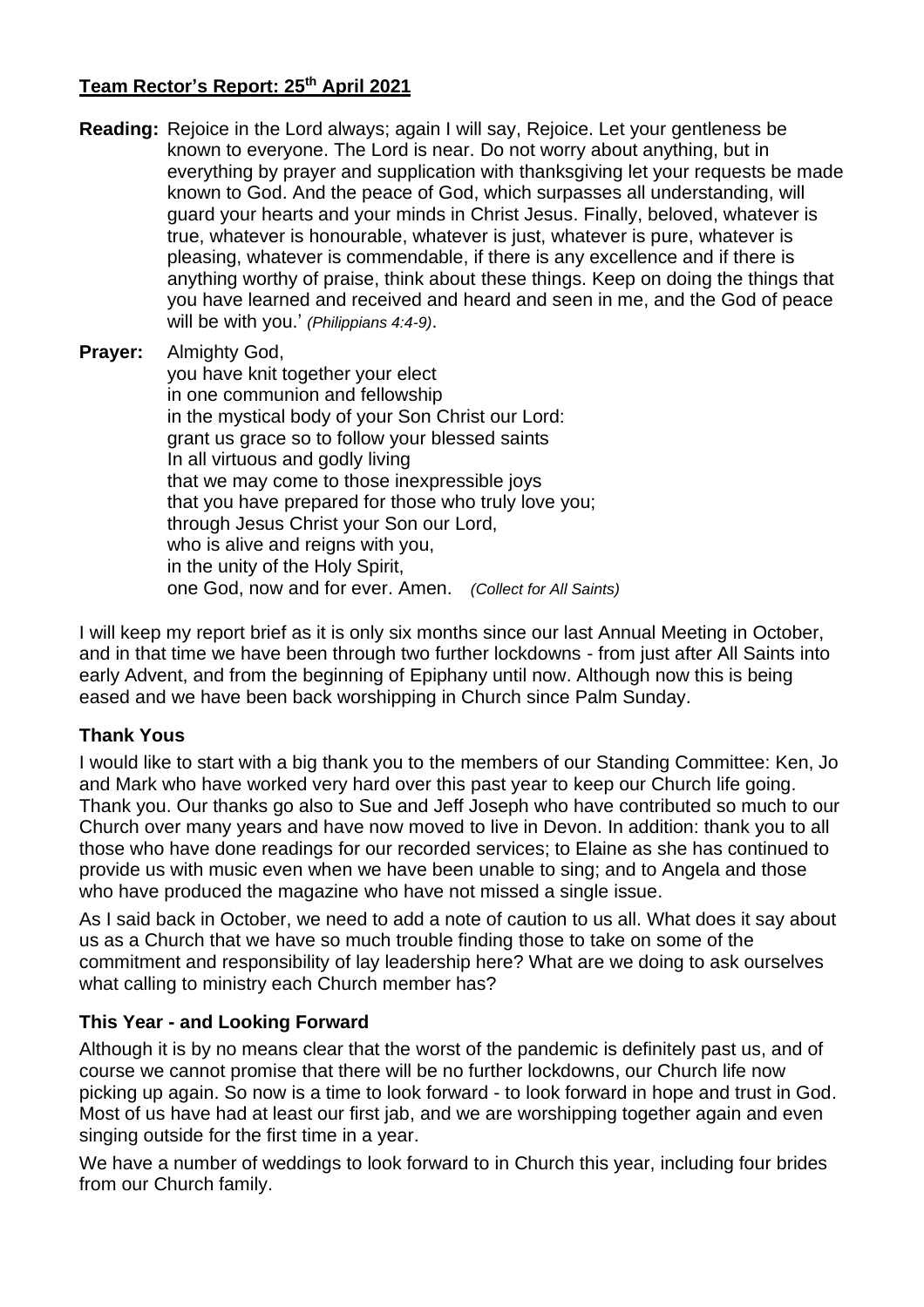# **Team Rector's Report: 25th April 2021**

**Reading:** Rejoice in the Lord always; again I will say, Rejoice. Let your gentleness be known to everyone. The Lord is near. Do not worry about anything, but in everything by prayer and supplication with thanksgiving let your requests be made known to God. And the peace of God, which surpasses all understanding, will guard your hearts and your minds in Christ Jesus. Finally, beloved, whatever is true, whatever is honourable, whatever is just, whatever is pure, whatever is pleasing, whatever is commendable, if there is any excellence and if there is anything worthy of praise, think about these things. Keep on doing the things that you have learned and received and heard and seen in me, and the God of peace will be with you.' *(Philippians 4:4-9)*.

**Prayer:** Almighty God,
you have knit together your elect
in one communion and fellowship
in the mystical body of your Son Christ our Lord:
grant us grace so to follow your blessed saints
In all virtuous and godly living
that we may come to those inexpressible joys
that you have prepared for those who truly love you;
through Jesus Christ your Son our Lord,
who is alive and reigns with you,
in the unity of the Holy Spirit,
one God, now and for ever. Amen. *(Collect for All Saints)*

I will keep my report brief as it is only six months since our last Annual Meeting in October, and in that time we have been through two further lockdowns - from just after All Saints into early Advent, and from the beginning of Epiphany until now. Although now this is being eased and we have been back worshipping in Church since Palm Sunday.

## **Thank Yous**

I would like to start with a big thank you to the members of our Standing Committee: Ken, Jo and Mark who have worked very hard over this past year to keep our Church life going. Thank you. Our thanks go also to Sue and Jeff Joseph who have contributed so much to our Church over many years and have now moved to live in Devon. In addition: thank you to all those who have done readings for our recorded services; to Elaine as she has continued to provide us with music even when we have been unable to sing; and to Angela and those who have produced the magazine who have not missed a single issue.

As I said back in October, we need to add a note of caution to us all. What does it say about us as a Church that we have so much trouble finding those to take on some of the commitment and responsibility of lay leadership here? What are we doing to ask ourselves what calling to ministry each Church member has?

## **This Year - and Looking Forward**

Although it is by no means clear that the worst of the pandemic is definitely past us, and of course we cannot promise that there will be no further lockdowns, our Church life now picking up again. So now is a time to look forward - to look forward in hope and trust in God. Most of us have had at least our first jab, and we are worshipping together again and even singing outside for the first time in a year.

We have a number of weddings to look forward to in Church this year, including four brides from our Church family.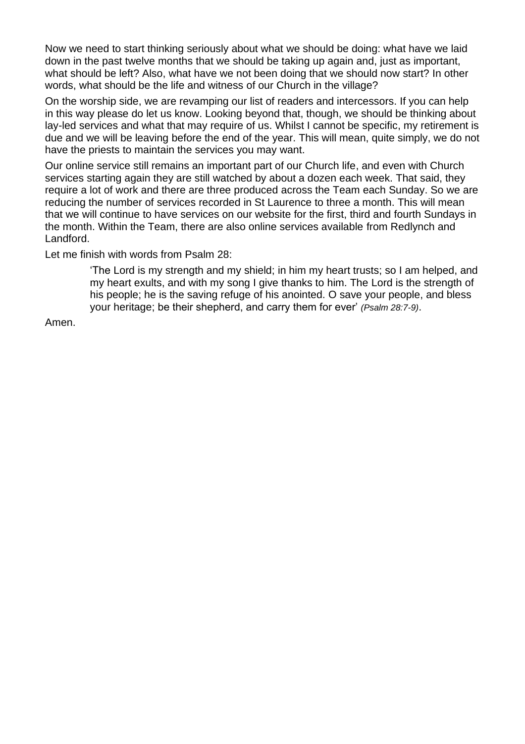Now we need to start thinking seriously about what we should be doing: what have we laid down in the past twelve months that we should be taking up again and, just as important, what should be left? Also, what have we not been doing that we should now start? In other words, what should be the life and witness of our Church in the village?

On the worship side, we are revamping our list of readers and intercessors. If you can help in this way please do let us know. Looking beyond that, though, we should be thinking about lay-led services and what that may require of us. Whilst I cannot be specific, my retirement is due and we will be leaving before the end of the year. This will mean, quite simply, we do not have the priests to maintain the services you may want.

Our online service still remains an important part of our Church life, and even with Church services starting again they are still watched by about a dozen each week. That said, they require a lot of work and there are three produced across the Team each Sunday. So we are reducing the number of services recorded in St Laurence to three a month. This will mean that we will continue to have services on our website for the first, third and fourth Sundays in the month. Within the Team, there are also online services available from Redlynch and Landford.

Let me finish with words from Psalm 28:

> 'The Lord is my strength and my shield; in him my heart trusts; so I am helped, and my heart exults, and with my song I give thanks to him. The Lord is the strength of his people; he is the saving refuge of his anointed. O save your people, and bless your heritage; be their shepherd, and carry them for ever' *(Psalm 28:7-9)*.

Amen.